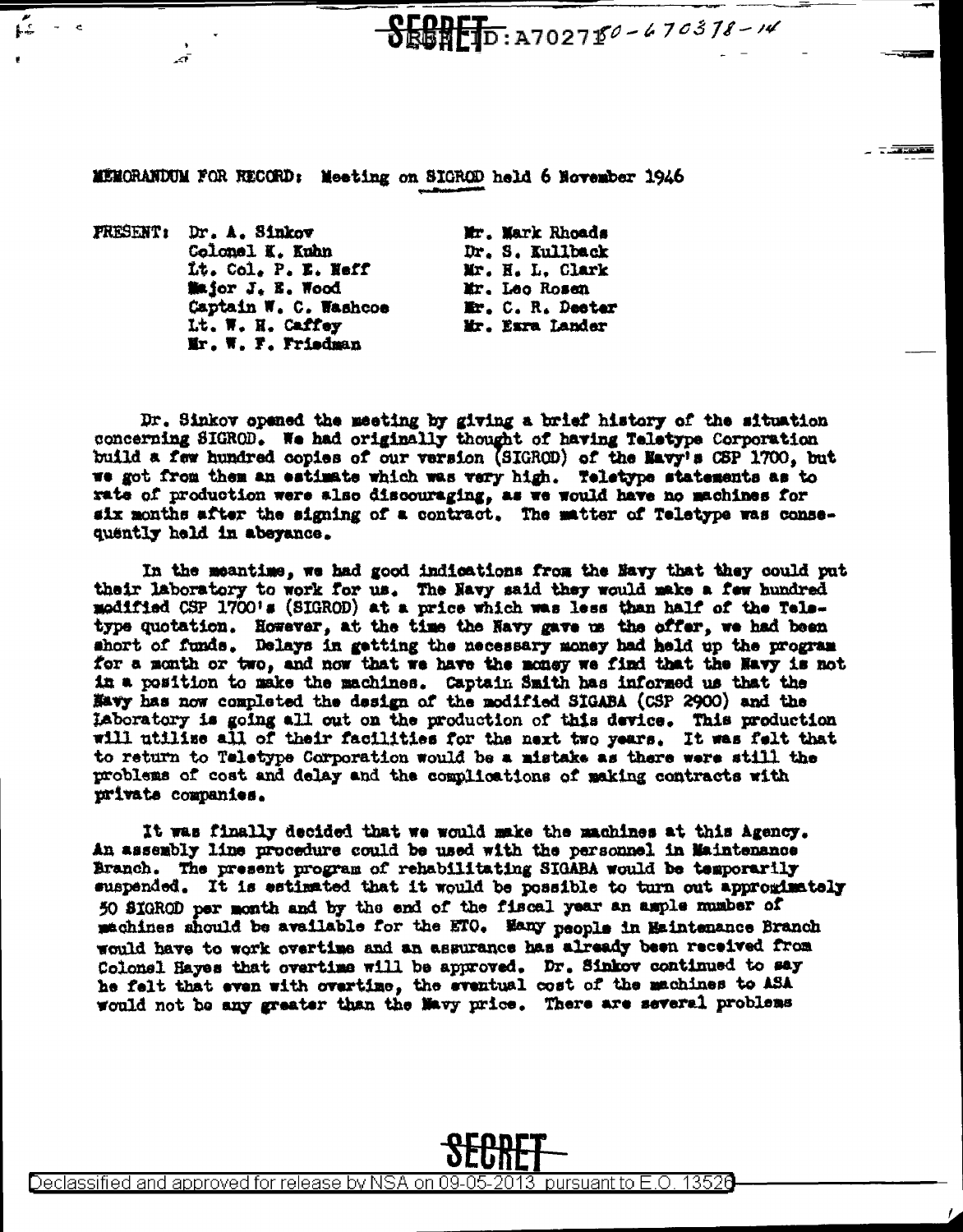SECRET D:A70271 0-670378-14

MEMORANDUM FOR RECORD: Meeting on SIGROD held 6 November 1946

| | |
|---|---|
| PRESENT: Dr. A. Sinkov | Mr. Mark Rhoads |
| Colonel K. Kuhn | Dr. S. Kullback |
| Lt. Col. P. E. Neff | Mr. H. L. Clark |
| Major J. E. Wood | Mr. Leo Rosen |
| Captain W. C. Washcoe | Mr. C. R. Deeter |
| Lt. W. H. Caffey | Mr. Ezra Lander |
| Mr. W. F. Friedman | |

Dr. Sinkov opened the meeting by giving a brief history of the situation concerning SIGROD. We had originally thought of having Teletype Corporation build a few hundred copies of our version (SIGROD) of the Navy's CSP 1700, but we got from them an estimate which was very high. Teletype statements as to rate of production were also discouraging, as we would have no machines for six months after the signing of a contract. The matter of Teletype was consequently held in abeyance.

In the meantime, we had good indications from the Navy that they could put their laboratory to work for us. The Navy said they would make a few hundred modified CSP 1700's (SIGROD) at a price which was less than half of the Teletype quotation. However, at the time the Navy gave us the offer, we had been short of funds. Delays in getting the necessary money had held up the program for a month or two, and now that we have the money we find that the Navy is not in a position to make the machines. Captain Smith has informed us that the Navy has now completed the design of the modified SIGABA (CSP 2900) and the Laboratory is going all out on the production of this device. This production will utilize all of their facilities for the next two years. It was felt that to return to Teletype Corporation would be a mistake as there were still the problems of cost and delay and the complications of making contracts with private companies.

It was finally decided that we would make the machines at this Agency. An assembly line procedure could be used with the personnel in Maintenance Branch. The present program of rehabilitating SIGABA would be temporarily suspended. It is estimated that it would be possible to turn out approximately 50 SIGROD per month and by the end of the fiscal year an ample number of machines should be available for the ETO. Many people in Maintenance Branch would have to work overtime and an assurance has already been received from Colonel Hayes that overtime will be approved. Dr. Sinkov continued to say he felt that even with overtime, the eventual cost of the machines to ASA would not be any greater than the Navy price. There are several problems

SECRET

Declassified and approved for release by NSA on 09-05-2013 pursuant to E.O. 13526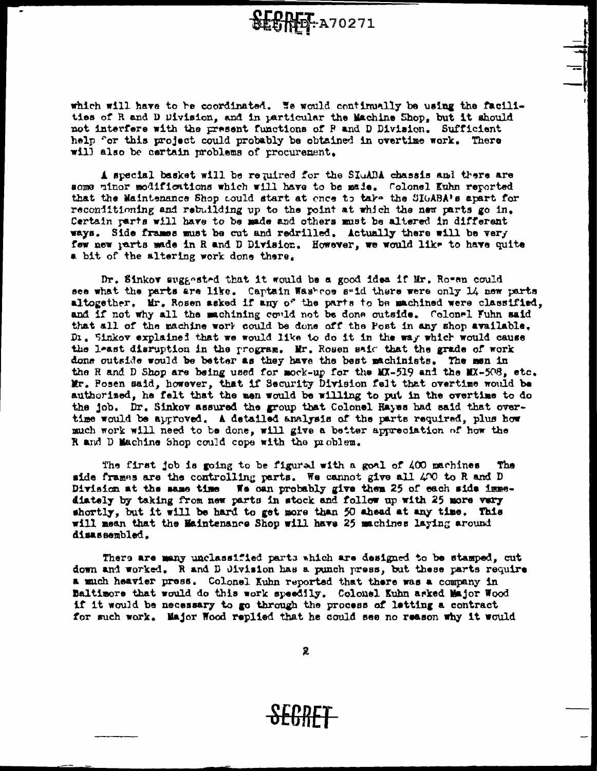which will have to be coordinated. We would continually be using the facilities of R and D Division, and in particular the Machine Shop, but it should not interfere with the present functions of R and D Division. Sufficient help for this project could probably be obtained in overtime work. There will also be certain problems of procurement.

A special basket will be required for the SIGABA chassis and there are some minor modifications which will have to be made. Colonel Kuhn reported that the Maintenance Shop could start at once to take the SIGABA's apart for reconditioning and rebuilding up to the point at which the new parts go in. Certain parts will have to be made and others must be altered in different ways. Side frames must be cut and redrilled. Actually there will be very few new parts made in R and D Division. However, we would like to have quite a bit of the altering work done there.

Dr. Sinkov suggested that it would be a good idea if Mr. Rosen could see what the parts are like. Captain Washcoe said there were only 14 new parts altogether. Mr. Rosen asked if any of the parts to be machined were classified, and if not why all the machining could not be done outside. Colonel Kuhn said that all of the machine work could be done off the Post in any shop available. Dr. Sinkov explained that we would like to do it in the way which would cause the least disruption in the program. Mr. Rosen said that the grade of work done outside would be better as they have the best machinists. The men in the R and D Shop are being used for mock-up for the MX-519 and the MX-508, etc. Mr. Rosen said, however, that if Security Division felt that overtime would be authorized, he felt that the men would be willing to put in the overtime to do the job. Dr. Sinkov assured the group that Colonel Hayes had said that overtime would be approved. A detailed analysis of the parts required, plus how much work will need to be done, will give a better appreciation of how the R and D Machine Shop could cope with the problem.

The first job is going to be figured with a goal of 400 machines. The side frames are the controlling parts. We cannot give all 400 to R and D Division at the same time. We can probably give them 25 of each side immediately by taking from new parts in stock and follow up with 25 more very shortly, but it will be hard to get more than 50 ahead at any time. This will mean that the Maintenance Shop will have 25 machines laying around disassembled.

There are many unclassified parts which are designed to be stamped, cut down and worked. R and D Division has a punch press, but these parts require a much heavier press. Colonel Kuhn reported that there was a company in Baltimore that would do this work speedily. Colonel Kuhn asked Major Wood if it would be necessary to go through the process of letting a contract for such work. Major Wood replied that he could see no reason why it would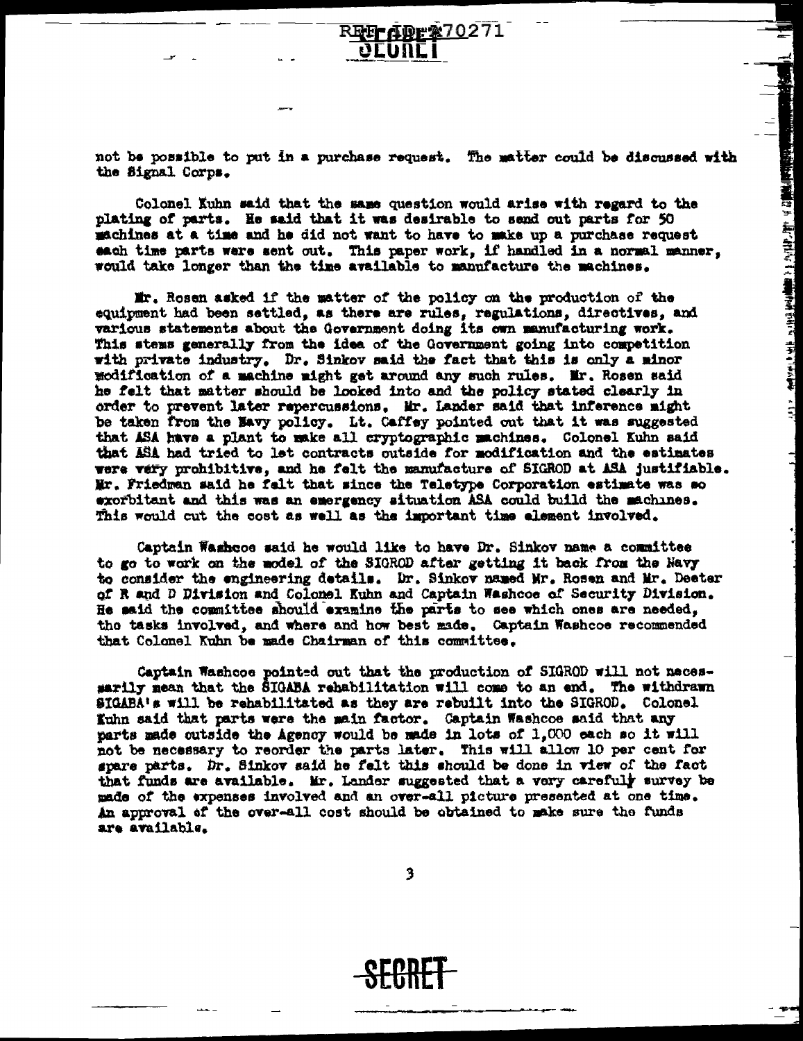not be possible to put in a purchase request. The matter could be discussed with the Signal Corps.

Colonel Kuhn said that the same question would arise with regard to the plating of parts. He said that it was desirable to send out parts for 50 machines at a time and he did not want to have to make up a purchase request each time parts were sent out. This paper work, if handled in a normal manner, would take longer than the time available to manufacture the machines.

Mr. Rosen asked if the matter of the policy on the production of the equipment had been settled, as there are rules, regulations, directives, and various statements about the Government doing its own manufacturing work. This stems generally from the idea of the Government going into competition with private industry. Dr. Sinkov said the fact that this is only a minor modification of a machine might get around any such rules. Mr. Rosen said he felt that matter should be looked into and the policy stated clearly in order to prevent later repercussions. Mr. Lander said that inference might be taken from the Navy policy. Lt. Caffey pointed out that it was suggested that ASA have a plant to make all cryptographic machines. Colonel Kuhn said that ASA had tried to let contracts outside for modification and the estimates were very prohibitive, and he felt the manufacture of SIGROD at ASA justifiable. Mr. Friedman said he felt that since the Teletype Corporation estimate was so exorbitant and this was an emergency situation ASA could build the machines. This would cut the cost as well as the important time element involved.

Captain Washcoe said he would like to have Dr. Sinkov name a committee to go to work on the model of the SIGROD after getting it back from the Navy to consider the engineering details. Dr. Sinkov named Mr. Rosen and Mr. Deeter of R and D Division and Colonel Kuhn and Captain Washcoe of Security Division. He said the committee should examine the parts to see which ones are needed, the tasks involved, and where and how best made. Captain Washcoe recommended that Colonel Kuhn be made Chairman of this committee.

Captain Washcoe pointed out that the production of SIGROD will not necessarily mean that the SIGABA rehabilitation will come to an end. The withdrawn SIGABA's will be rehabilitated as they are rebuilt into the SIGROD. Colonel Kuhn said that parts were the main factor. Captain Washcoe said that any parts made outside the Agency would be made in lots of 1,000 each so it will not be necessary to reorder the parts later. This will allow 10 per cent for spare parts. Dr. Sinkov said he felt this should be done in view of the fact that funds are available. Mr. Lander suggested that a very careful survey be made of the expenses involved and an over-all picture presented at one time. An approval of the over-all cost should be obtained to make sure the funds are available.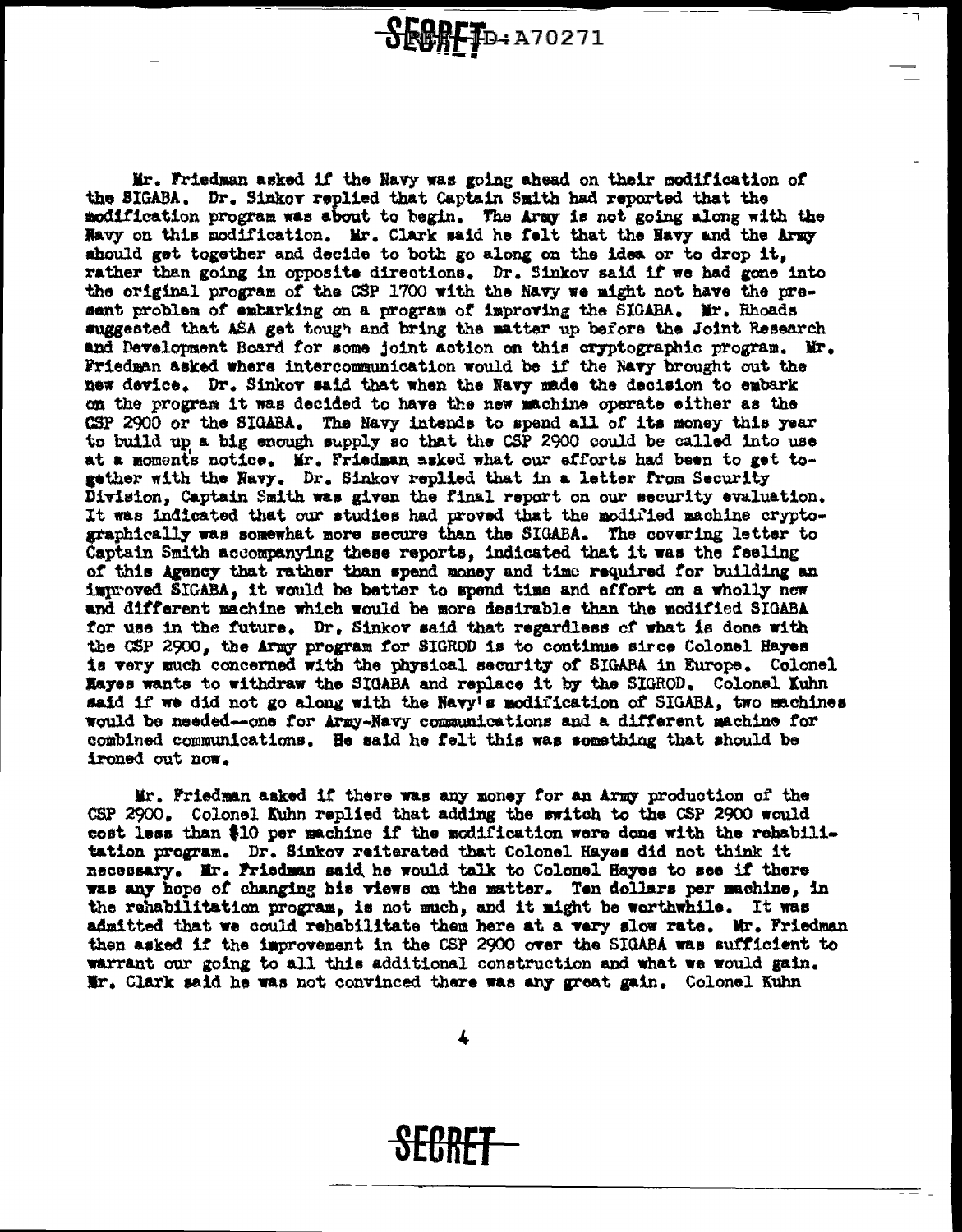Mr. Friedman asked if the Navy was going ahead on their modification of the SIGABA. Dr. Sinkov replied that Captain Smith had reported that the modification program was about to begin. The Army is not going along with the Navy on this modification. Mr. Clark said he felt that the Navy and the Army should get together and decide to both go along on the idea or to drop it, rather than going in opposite directions. Dr. Sinkov said if we had gone into the original program of the CSP 1700 with the Navy we might not have the present problem of embarking on a program of improving the SIGABA. Mr. Rhoads suggested that ASA get tough and bring the matter up before the Joint Research and Development Board for some joint action on this cryptographic program. Mr. Friedman asked where intercommunication would be if the Navy brought out the new device. Dr. Sinkov said that when the Navy made the decision to embark on the program it was decided to have the new machine operate either as the CSP 2900 or the SIGABA. The Navy intends to spend all of its money this year to build up a big enough supply so that the CSP 2900 could be called into use at a moment's notice. Mr. Friedman asked what our efforts had been to get together with the Navy. Dr. Sinkov replied that in a letter from Security Division, Captain Smith was given the final report on our security evaluation. It was indicated that our studies had proved that the modified machine cryptographically was somewhat more secure than the SIGABA. The covering letter to Captain Smith accompanying these reports, indicated that it was the feeling of this Agency that rather than spend money and time required for building an improved SIGABA, it would be better to spend time and effort on a wholly new and different machine which would be more desirable than the modified SIGABA for use in the future. Dr. Sinkov said that regardless of what is done with the CSP 2900, the Army program for SIGROD is to continue since Colonel Hayes is very much concerned with the physical security of SIGABA in Europe. Colonel Hayes wants to withdraw the SIGABA and replace it by the SIGROD. Colonel Kuhn said if we did not go along with the Navy's modification of SIGABA, two machines would be needed--one for Army-Navy communications and a different machine for combined communications. He said he felt this was something that should be ironed out now.

Mr. Friedman asked if there was any money for an Army production of the CSP 2900. Colonel Kuhn replied that adding the switch to the CSP 2900 would cost less than $10 per machine if the modification were done with the rehabilitation program. Dr. Sinkov reiterated that Colonel Hayes did not think it necessary. Mr. Friedman said he would talk to Colonel Hayes to see if there was any hope of changing his views on the matter. Ten dollars per machine, in the rehabilitation program, is not much, and it might be worthwhile. It was admitted that we could rehabilitate them here at a very slow rate. Mr. Friedman then asked if the improvement in the CSP 2900 over the SIGABA was sufficient to warrant our going to all this additional construction and what we would gain. Mr. Clark said he was not convinced there was any great gain. Colonel Kuhn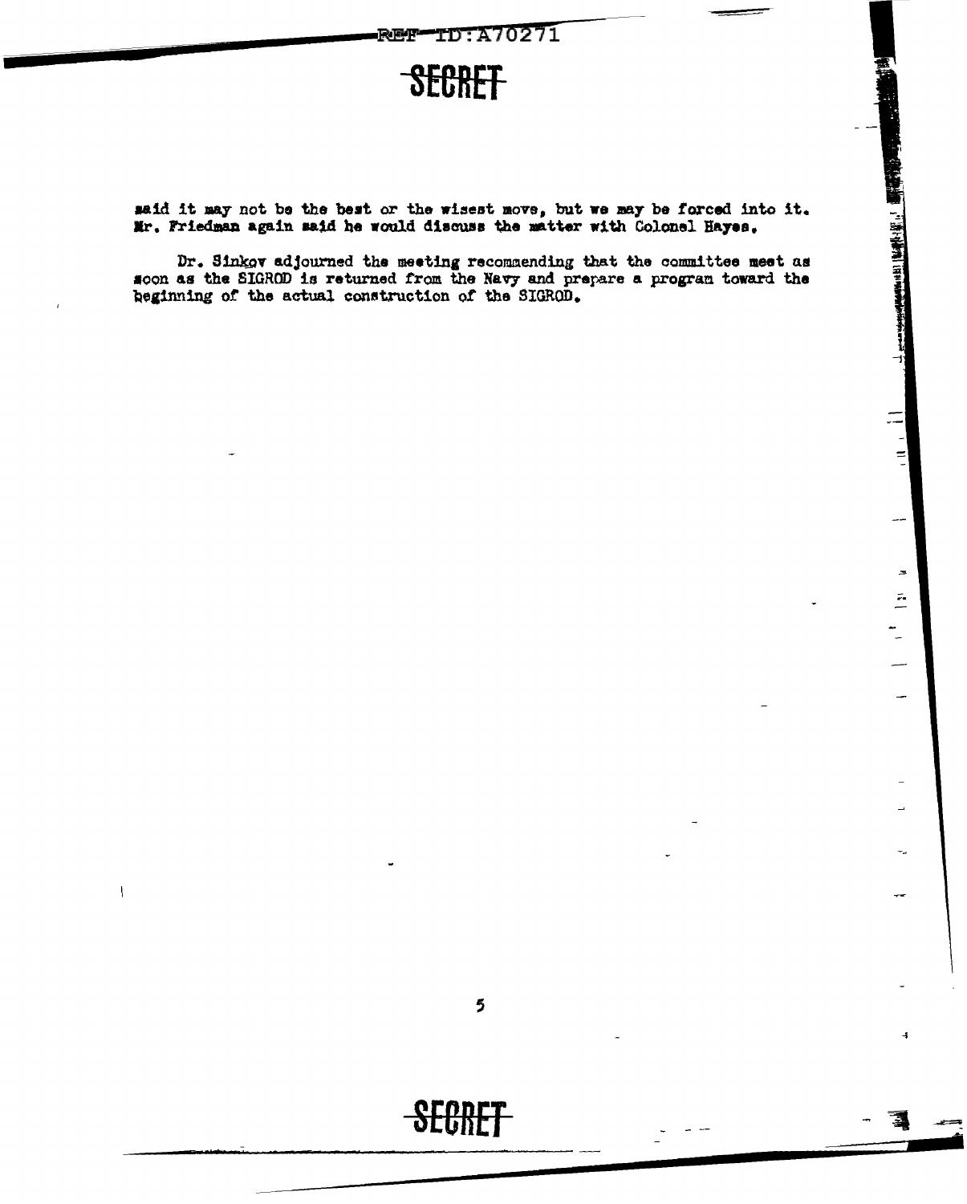said it may not be the best or the wisest move, but we may be forced into it. Mr. Friedman again said he would discuss the matter with Colonel Hayes.

Dr. Sinkov adjourned the meeting recommending that the committee meet as soon as the SIGROD is returned from the Navy and prepare a program toward the beginning of the actual construction of the SIGROD.